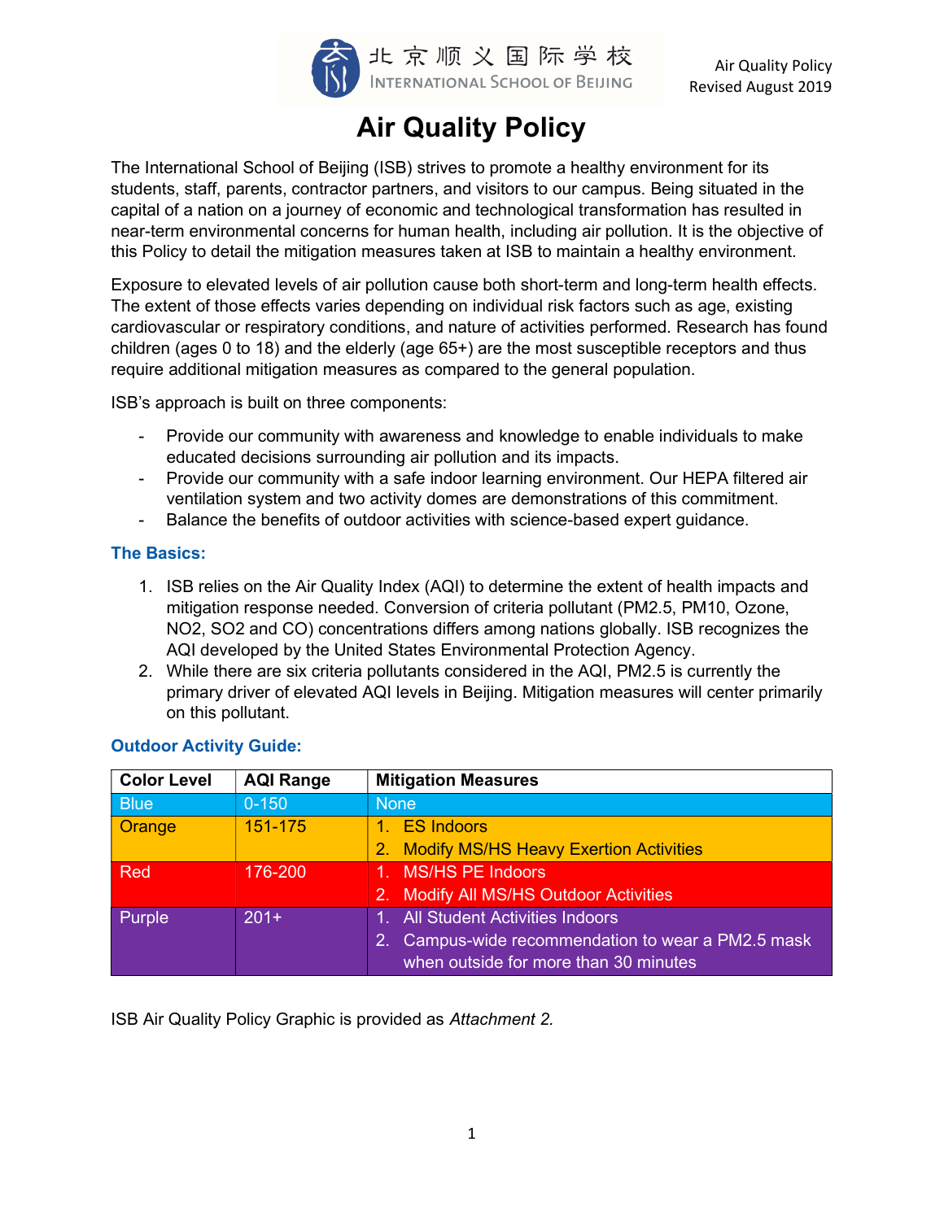# Air Quality Policy

The International School of Beijing (ISB) strives to promote a healthy environment for its students, staff, parents, contractor partners, and visitors to our campus. Being situated in the capital of a nation on a journey of economic and technological transformation has resulted in near-term environmental concerns for human health, including air pollution. It is the objective of this Policy to detail the mitigation measures taken at ISB to maintain a healthy environment.

Exposure to elevated levels of air pollution cause both short-term and long-term health effects. The extent of those effects varies depending on individual risk factors such as age, existing cardiovascular or respiratory conditions, and nature of activities performed. Research has found children (ages 0 to 18) and the elderly (age 65+) are the most susceptible receptors and thus require additional mitigation measures as compared to the general population.

ISB's approach is built on three components:

- Provide our community with awareness and knowledge to enable individuals to make educated decisions surrounding air pollution and its impacts.
- Provide our community with a safe indoor learning environment. Our HEPA filtered air ventilation system and two activity domes are demonstrations of this commitment.
- Balance the benefits of outdoor activities with science-based expert guidance.

### The Basics:

1. ISB relies on the Air Quality Index (AQI) to determine the extent of health impacts and mitigation response needed. Conversion of criteria pollutant (PM2.5, PM10, Ozone, $NO_2$, $SO_2$ and CO) concentrations differs among nations globally. ISB recognizes the AQI developed by the United States Environmental Protection Agency.
2. While there are six criteria pollutants considered in the AQI, PM2.5 is currently the primary driver of elevated AQI levels in Beijing. Mitigation measures will center primarily on this pollutant.

### Outdoor Activity Guide:

| Color Level | AQI Range | Mitigation Measures |
|---|---|---|
| Blue | 0-150 | None |
| Orange | 151-175 | 1. ES Indoors<br>2. Modify MS/HS Heavy Exertion Activities |
| Red | 176-200 | 1. MS/HS PE Indoors<br>2. Modify All MS/HS Outdoor Activities |
| Purple | 201+ | 1. All Student Activities Indoors<br>2. Campus-wide recommendation to wear a PM2.5 mask when outside for more than 30 minutes |

ISB Air Quality Policy Graphic is provided as *Attachment 2.*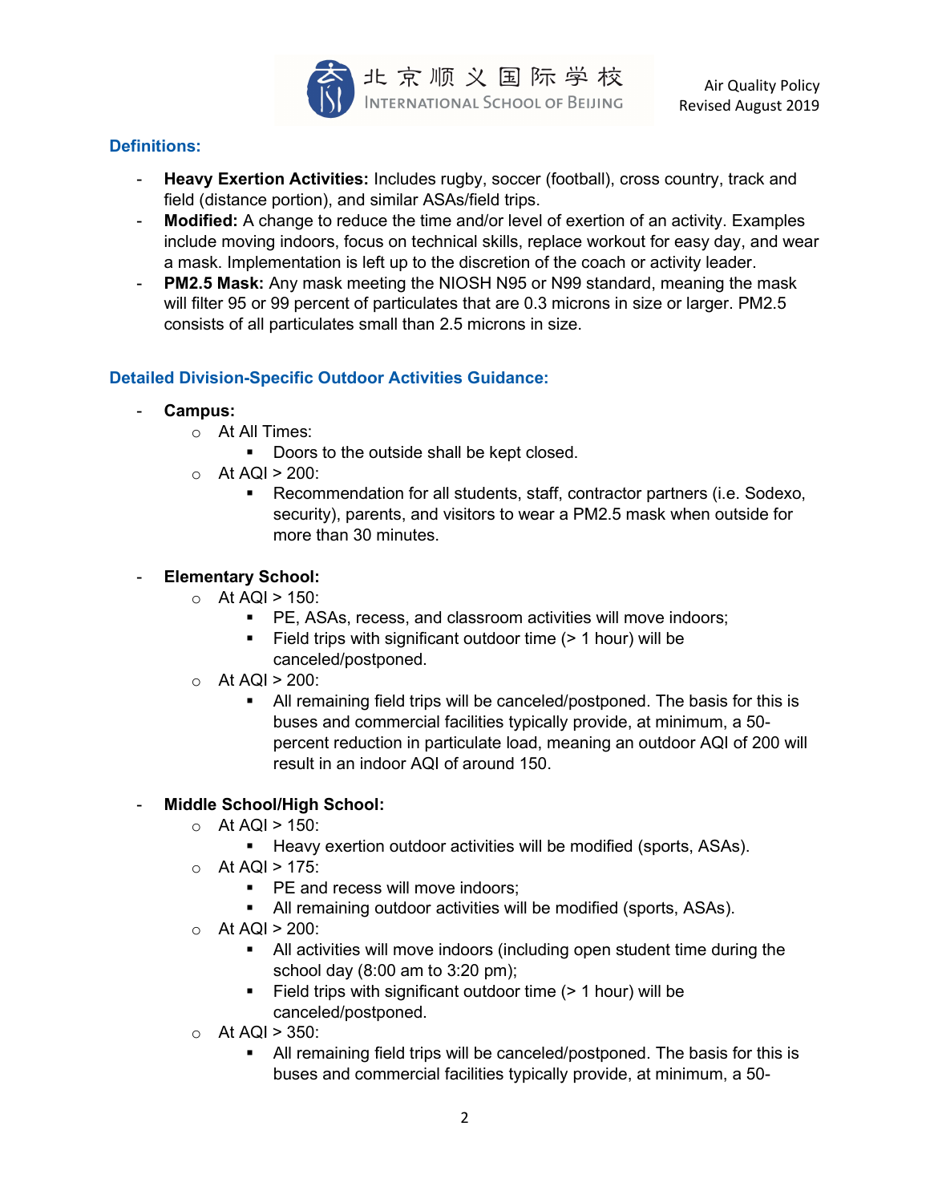### Definitions:

- **Heavy Exertion Activities:** Includes rugby, soccer (football), cross country, track and field (distance portion), and similar ASAs/field trips.
- **Modified:** A change to reduce the time and/or level of exertion of an activity. Examples include moving indoors, focus on technical skills, replace workout for easy day, and wear a mask. Implementation is left up to the discretion of the coach or activity leader.
- **PM2.5 Mask:** Any mask meeting the NIOSH N95 or N99 standard, meaning the mask will filter 95 or 99 percent of particulates that are 0.3 microns in size or larger. PM2.5 consists of all particulates small than 2.5 microns in size.

### Detailed Division-Specific Outdoor Activities Guidance:

- **Campus:**
  - At All Times:
    - Doors to the outside shall be kept closed.
  - At AQI > 200:
    - Recommendation for all students, staff, contractor partners (i.e. Sodexo, security), parents, and visitors to wear a PM2.5 mask when outside for more than 30 minutes.

- **Elementary School:**
  - At AQI > 150:
    - PE, ASAs, recess, and classroom activities will move indoors;
    - Field trips with significant outdoor time (> 1 hour) will be canceled/postponed.
  - At AQI > 200:
    - All remaining field trips will be canceled/postponed. The basis for this is buses and commercial facilities typically provide, at minimum, a 50-percent reduction in particulate load, meaning an outdoor AQI of 200 will result in an indoor AQI of around 150.

- **Middle School/High School:**
  - At AQI > 150:
    - Heavy exertion outdoor activities will be modified (sports, ASAs).
  - At AQI > 175:
    - PE and recess will move indoors;
    - All remaining outdoor activities will be modified (sports, ASAs).
  - At AQI > 200:
    - All activities will move indoors (including open student time during the school day (8:00 am to 3:20 pm);
    - Field trips with significant outdoor time (> 1 hour) will be canceled/postponed.
  - At AQI > 350:
    - All remaining field trips will be canceled/postponed. The basis for this is buses and commercial facilities typically provide, at minimum, a 50-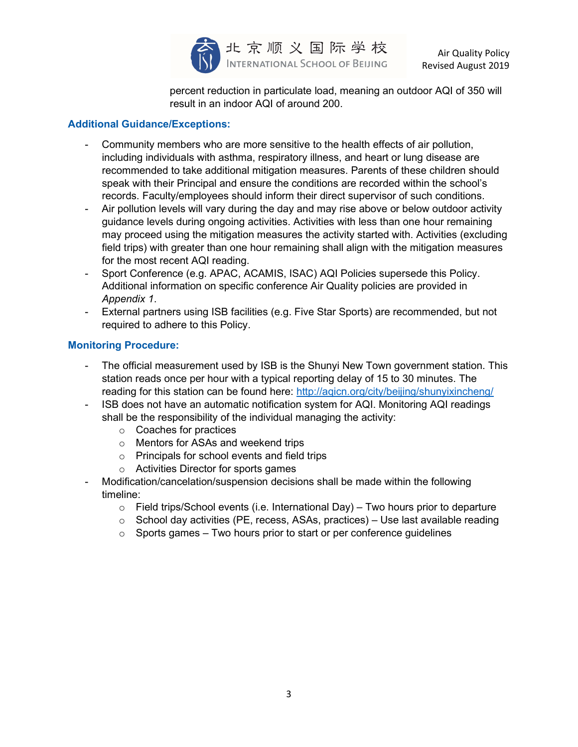percent reduction in particulate load, meaning an outdoor AQI of 350 will result in an indoor AQI of around 200.

### Additional Guidance/Exceptions:

- Community members who are more sensitive to the health effects of air pollution, including individuals with asthma, respiratory illness, and heart or lung disease are recommended to take additional mitigation measures. Parents of these children should speak with their Principal and ensure the conditions are recorded within the school's records. Faculty/employees should inform their direct supervisor of such conditions.
- Air pollution levels will vary during the day and may rise above or below outdoor activity guidance levels during ongoing activities. Activities with less than one hour remaining may proceed using the mitigation measures the activity started with. Activities (excluding field trips) with greater than one hour remaining shall align with the mitigation measures for the most recent AQI reading.
- Sport Conference (e.g. APAC, ACAMIS, ISAC) AQI Policies supersede this Policy. Additional information on specific conference Air Quality policies are provided in *Appendix 1*.
- External partners using ISB facilities (e.g. Five Star Sports) are recommended, but not required to adhere to this Policy.

### Monitoring Procedure:

- The official measurement used by ISB is the Shunyi New Town government station. This station reads once per hour with a typical reporting delay of 15 to 30 minutes. The reading for this station can be found here: [http://aqicn.org/city/beijing/shunyixincheng/](http://aqicn.org/city/beijing/shunyixincheng/)
- ISB does not have an automatic notification system for AQI. Monitoring AQI readings shall be the responsibility of the individual managing the activity:
    - Coaches for practices
    - Mentors for ASAs and weekend trips
    - Principals for school events and field trips
    - Activities Director for sports games
- Modification/cancelation/suspension decisions shall be made within the following timeline:
    - Field trips/School events (i.e. International Day) – Two hours prior to departure
    - School day activities (PE, recess, ASAs, practices) – Use last available reading
    - Sports games – Two hours prior to start or per conference guidelines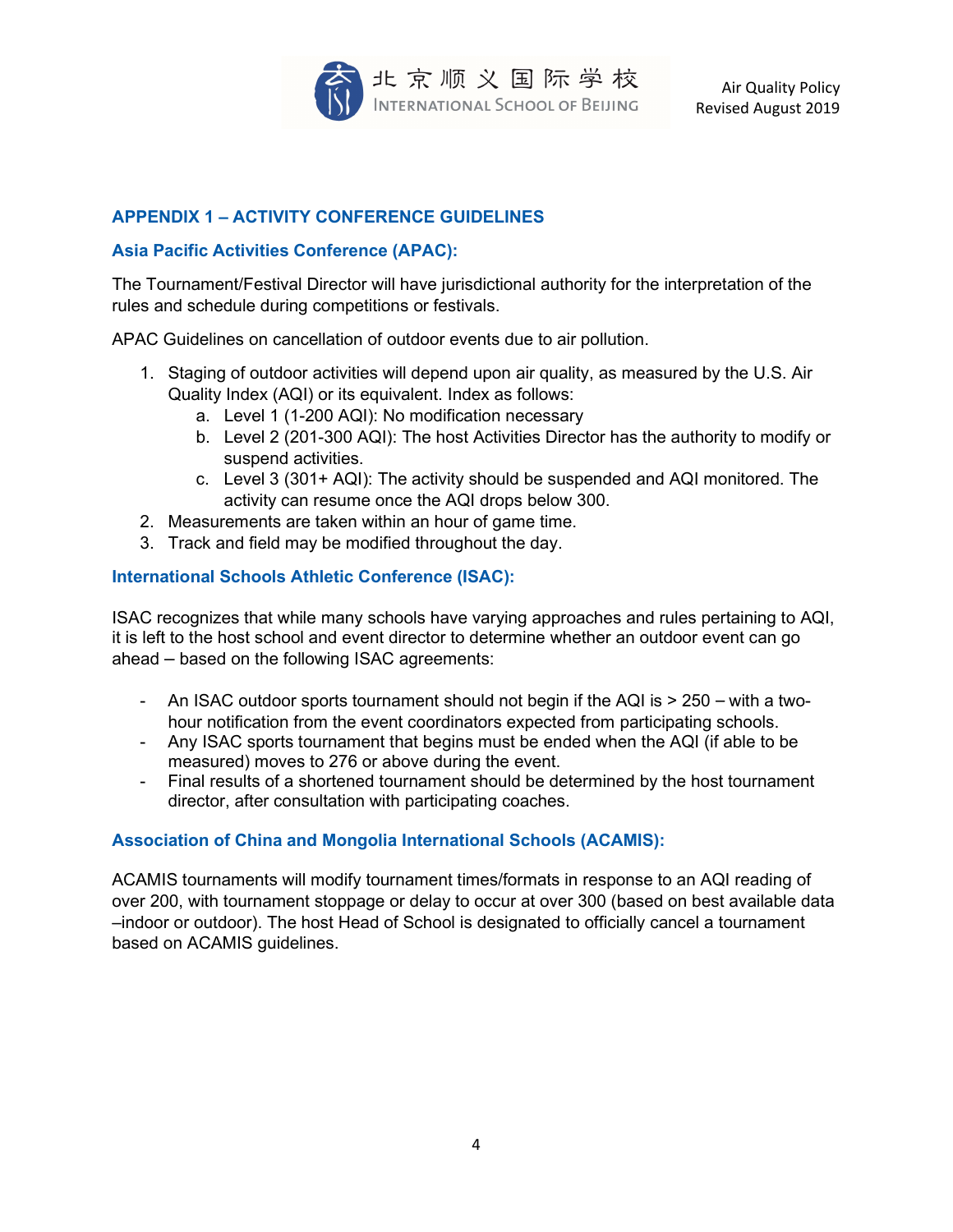## APPENDIX 1 – ACTIVITY CONFERENCE GUIDELINES

### Asia Pacific Activities Conference (APAC):

The Tournament/Festival Director will have jurisdictional authority for the interpretation of the rules and schedule during competitions or festivals.

APAC Guidelines on cancellation of outdoor events due to air pollution.

1. Staging of outdoor activities will depend upon air quality, as measured by the U.S. Air Quality Index (AQI) or its equivalent. Index as follows:
   a. Level 1 (1-200 AQI): No modification necessary
   b. Level 2 (201-300 AQI): The host Activities Director has the authority to modify or suspend activities.
   c. Level 3 (301+ AQI): The activity should be suspended and AQI monitored. The activity can resume once the AQI drops below 300.
2. Measurements are taken within an hour of game time.
3. Track and field may be modified throughout the day.

### International Schools Athletic Conference (ISAC):

ISAC recognizes that while many schools have varying approaches and rules pertaining to AQI, it is left to the host school and event director to determine whether an outdoor event can go ahead – based on the following ISAC agreements:

- An ISAC outdoor sports tournament should not begin if the AQI is > 250 – with a two-hour notification from the event coordinators expected from participating schools.
- Any ISAC sports tournament that begins must be ended when the AQI (if able to be measured) moves to 276 or above during the event.
- Final results of a shortened tournament should be determined by the host tournament director, after consultation with participating coaches.

### Association of China and Mongolia International Schools (ACAMIS):

ACAMIS tournaments will modify tournament times/formats in response to an AQI reading of over 200, with tournament stoppage or delay to occur at over 300 (based on best available data –indoor or outdoor). The host Head of School is designated to officially cancel a tournament based on ACAMIS guidelines.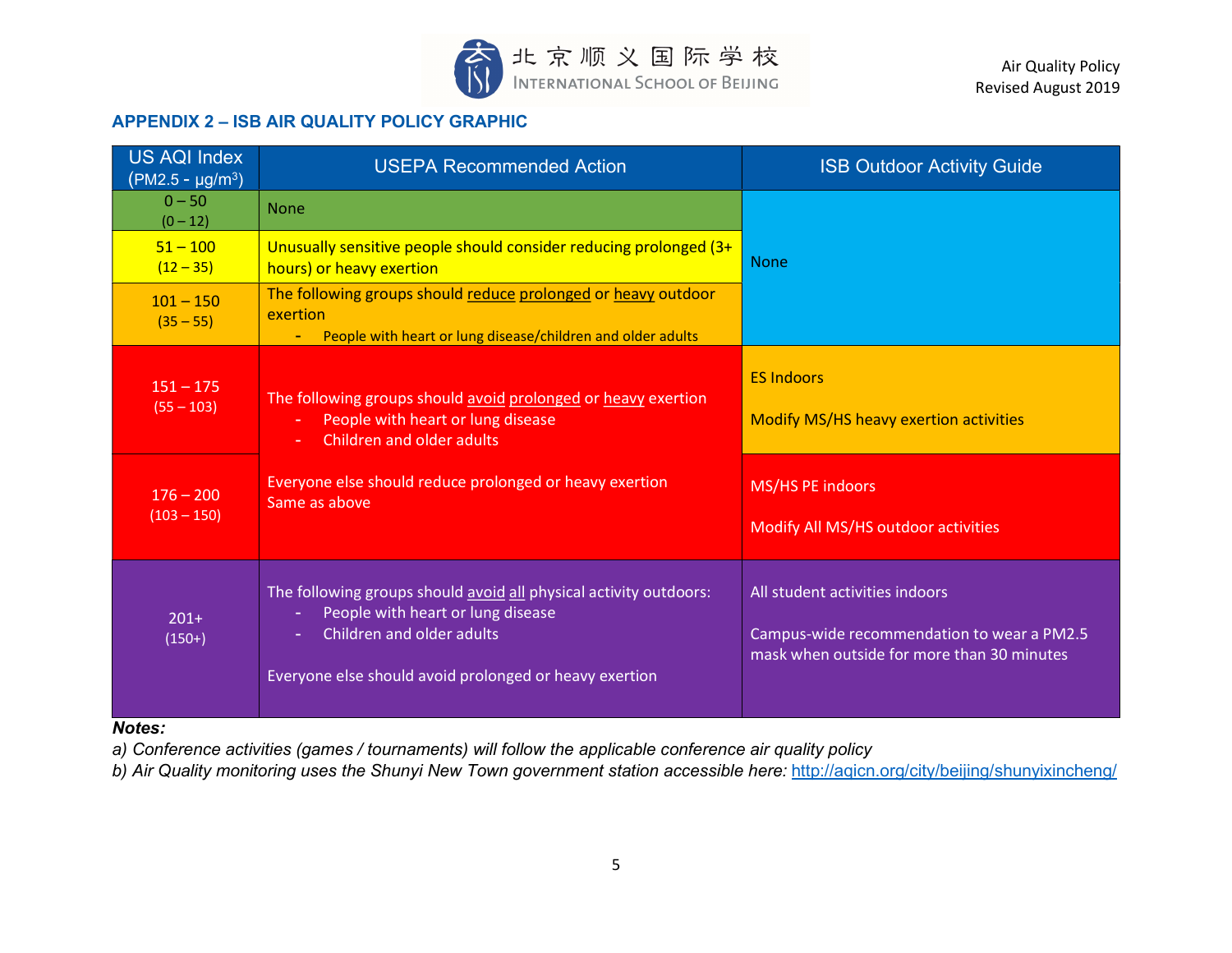## APPENDIX 2 – ISB AIR QUALITY POLICY GRAPHIC

| US AQI Index (PM2.5 - μg/m³) | USEPA Recommended Action | ISB Outdoor Activity Guide |
|---|---|---|
| 0 – 50 (0 – 12) | None | None |
| 51 – 100 (12 – 35) | Unusually sensitive people should consider reducing prolonged (3+ hours) or heavy exertion | |
| 101 – 150 (35 – 55) | The following groups should reduce prolonged or heavy outdoor exertion<br>- People with heart or lung disease/children and older adults | |
| 151 – 175 (55 – 103) | The following groups should avoid prolonged or heavy exertion<br>- People with heart or lung disease<br>- Children and older adults<br><br>Everyone else should reduce prolonged or heavy exertion<br>Same as above | ES Indoors<br><br>Modify MS/HS heavy exertion activities |
| 176 – 200 (103 – 150) | | MS/HS PE indoors<br><br>Modify All MS/HS outdoor activities |
| 201+ (150+) | The following groups should avoid all physical activity outdoors:<br>- People with heart or lung disease<br>- Children and older adults<br><br>Everyone else should avoid prolonged or heavy exertion | All student activities indoors<br><br>Campus-wide recommendation to wear a PM2.5 mask when outside for more than 30 minutes |

***Notes:***

*a) Conference activities (games / tournaments) will follow the applicable conference air quality policy*

*b) Air Quality monitoring uses the Shunyi New Town government station accessible here:* http://aqicn.org/city/beijing/shunyixincheng/